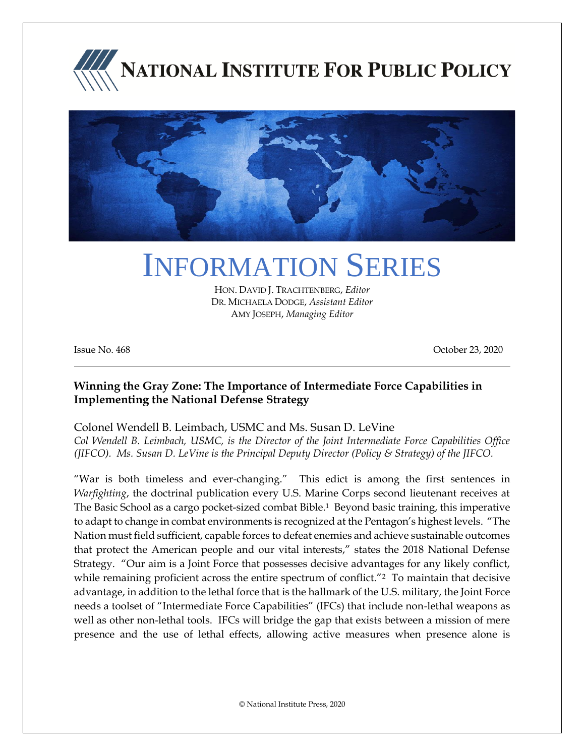# NATIONAL INSTITUTE FOR PUBLIC POLICY

# INFORMATION SERIES

HON. DAVID J. TRACHTENBERG, *Editor*
DR. MICHAELA DODGE, *Assistant Editor*
AMY JOSEPH, *Managing Editor*

Issue No. 468 October 23, 2020

---

**Winning the Gray Zone: The Importance of Intermediate Force Capabilities in Implementing the National Defense Strategy**

Colonel Wendell B. Leimbach, USMC and Ms. Susan D. LeVine

*Col Wendell B. Leimbach, USMC, is the Director of the Joint Intermediate Force Capabilities Office (JIFCO). Ms. Susan D. LeVine is the Principal Deputy Director (Policy & Strategy) of the JIFCO.*

"War is both timeless and ever-changing." This edict is among the first sentences in *Warfighting*, the doctrinal publication every U.S. Marine Corps second lieutenant receives at The Basic School as a cargo pocket-sized combat Bible.[1] Beyond basic training, this imperative to adapt to change in combat environments is recognized at the Pentagon's highest levels. "The Nation must field sufficient, capable forces to defeat enemies and achieve sustainable outcomes that protect the American people and our vital interests," states the 2018 National Defense Strategy. "Our aim is a Joint Force that possesses decisive advantages for any likely conflict, while remaining proficient across the entire spectrum of conflict."[2] To maintain that decisive advantage, in addition to the lethal force that is the hallmark of the U.S. military, the Joint Force needs a toolset of "Intermediate Force Capabilities" (IFCs) that include non-lethal weapons as well as other non-lethal tools. IFCs will bridge the gap that exists between a mission of mere presence and the use of lethal effects, allowing active measures when presence alone is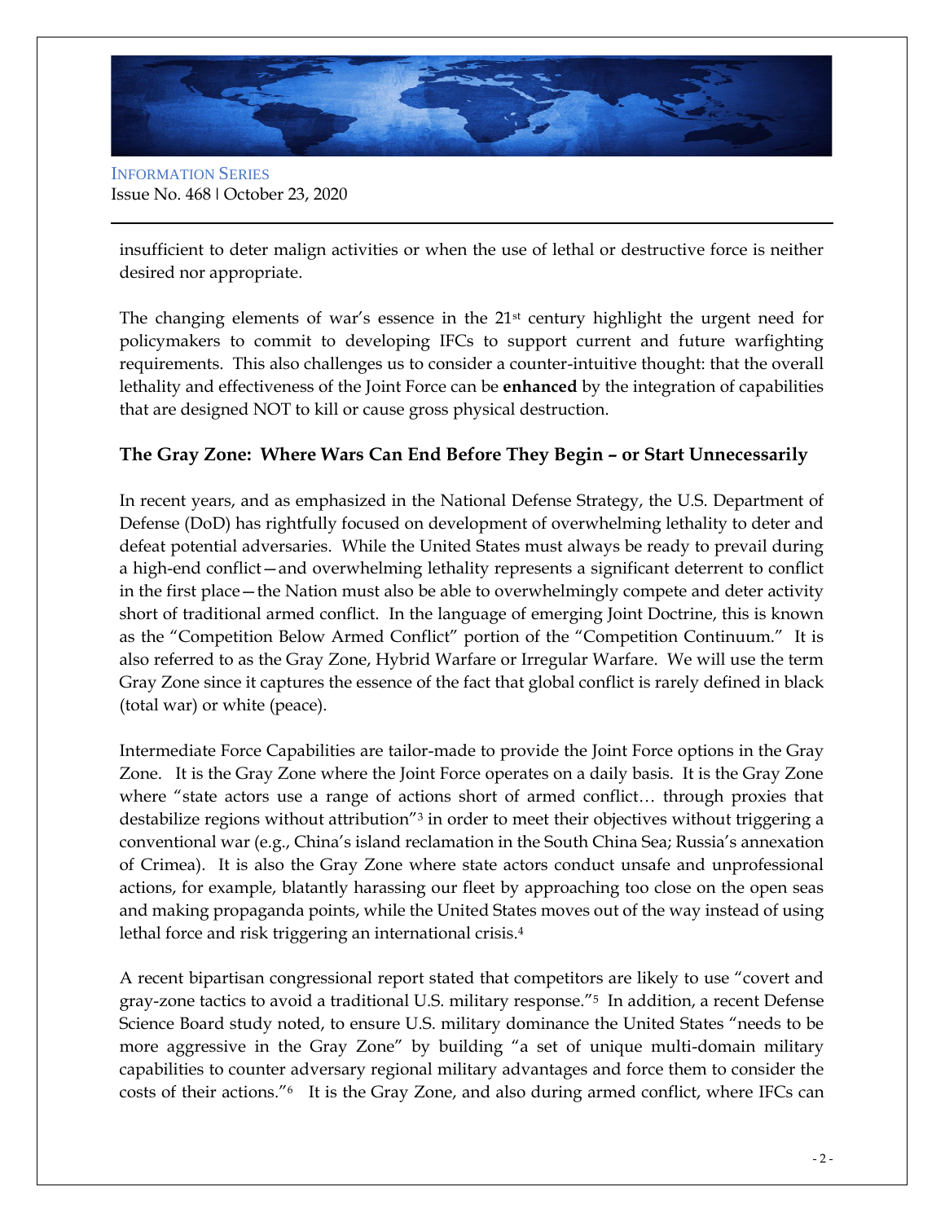insufficient to deter malign activities or when the use of lethal or destructive force is neither desired nor appropriate.

The changing elements of war's essence in the 21st century highlight the urgent need for policymakers to commit to developing IFCs to support current and future warfighting requirements. This also challenges us to consider a counter-intuitive thought: that the overall lethality and effectiveness of the Joint Force can be **enhanced** by the integration of capabilities that are designed NOT to kill or cause gross physical destruction.

## The Gray Zone: Where Wars Can End Before They Begin – or Start Unnecessarily

In recent years, and as emphasized in the National Defense Strategy, the U.S. Department of Defense (DoD) has rightfully focused on development of overwhelming lethality to deter and defeat potential adversaries. While the United States must always be ready to prevail during a high-end conflict—and overwhelming lethality represents a significant deterrent to conflict in the first place—the Nation must also be able to overwhelmingly compete and deter activity short of traditional armed conflict. In the language of emerging Joint Doctrine, this is known as the "Competition Below Armed Conflict" portion of the "Competition Continuum." It is also referred to as the Gray Zone, Hybrid Warfare or Irregular Warfare. We will use the term Gray Zone since it captures the essence of the fact that global conflict is rarely defined in black (total war) or white (peace).

Intermediate Force Capabilities are tailor-made to provide the Joint Force options in the Gray Zone. It is the Gray Zone where the Joint Force operates on a daily basis. It is the Gray Zone where "state actors use a range of actions short of armed conflict… through proxies that destabilize regions without attribution"[3] in order to meet their objectives without triggering a conventional war (e.g., China's island reclamation in the South China Sea; Russia's annexation of Crimea). It is also the Gray Zone where state actors conduct unsafe and unprofessional actions, for example, blatantly harassing our fleet by approaching too close on the open seas and making propaganda points, while the United States moves out of the way instead of using lethal force and risk triggering an international crisis.[4]

A recent bipartisan congressional report stated that competitors are likely to use "covert and gray-zone tactics to avoid a traditional U.S. military response."[5] In addition, a recent Defense Science Board study noted, to ensure U.S. military dominance the United States "needs to be more aggressive in the Gray Zone" by building "a set of unique multi-domain military capabilities to counter adversary regional military advantages and force them to consider the costs of their actions."[6] It is the Gray Zone, and also during armed conflict, where IFCs can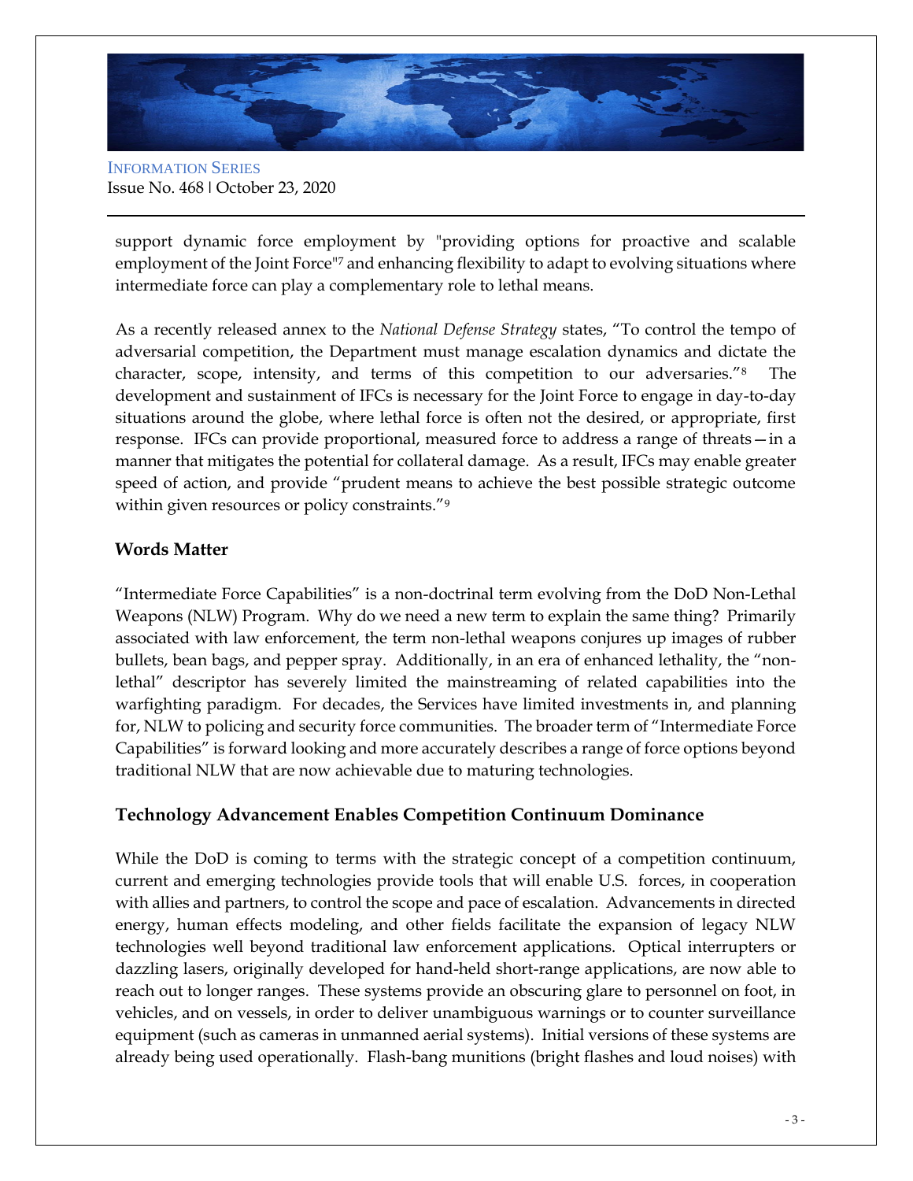support dynamic force employment by "providing options for proactive and scalable employment of the Joint Force"[7] and enhancing flexibility to adapt to evolving situations where intermediate force can play a complementary role to lethal means.

As a recently released annex to the *National Defense Strategy* states, “To control the tempo of adversarial competition, the Department must manage escalation dynamics and dictate the character, scope, intensity, and terms of this competition to our adversaries.”[8] The development and sustainment of IFCs is necessary for the Joint Force to engage in day-to-day situations around the globe, where lethal force is often not the desired, or appropriate, first response. IFCs can provide proportional, measured force to address a range of threats—in a manner that mitigates the potential for collateral damage. As a result, IFCs may enable greater speed of action, and provide “prudent means to achieve the best possible strategic outcome within given resources or policy constraints.”[9]

## Words Matter

“Intermediate Force Capabilities” is a non-doctrinal term evolving from the DoD Non-Lethal Weapons (NLW) Program. Why do we need a new term to explain the same thing? Primarily associated with law enforcement, the term non-lethal weapons conjures up images of rubber bullets, bean bags, and pepper spray. Additionally, in an era of enhanced lethality, the “non-lethal” descriptor has severely limited the mainstreaming of related capabilities into the warfighting paradigm. For decades, the Services have limited investments in, and planning for, NLW to policing and security force communities. The broader term of “Intermediate Force Capabilities” is forward looking and more accurately describes a range of force options beyond traditional NLW that are now achievable due to maturing technologies.

## Technology Advancement Enables Competition Continuum Dominance

While the DoD is coming to terms with the strategic concept of a competition continuum, current and emerging technologies provide tools that will enable U.S. forces, in cooperation with allies and partners, to control the scope and pace of escalation. Advancements in directed energy, human effects modeling, and other fields facilitate the expansion of legacy NLW technologies well beyond traditional law enforcement applications. Optical interrupters or dazzling lasers, originally developed for hand-held short-range applications, are now able to reach out to longer ranges. These systems provide an obscuring glare to personnel on foot, in vehicles, and on vessels, in order to deliver unambiguous warnings or to counter surveillance equipment (such as cameras in unmanned aerial systems). Initial versions of these systems are already being used operationally. Flash-bang munitions (bright flashes and loud noises) with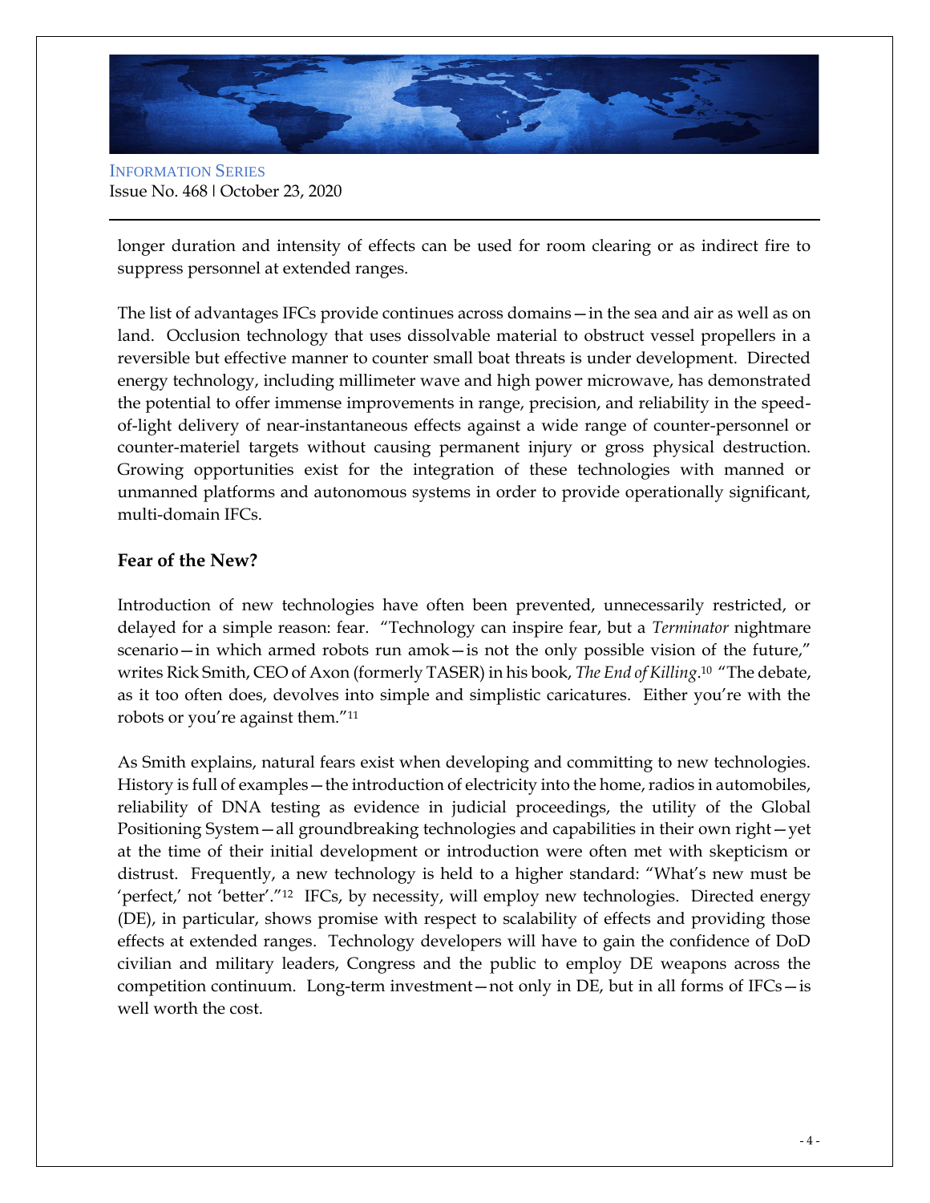longer duration and intensity of effects can be used for room clearing or as indirect fire to suppress personnel at extended ranges.

The list of advantages IFCs provide continues across domains—in the sea and air as well as on land. Occlusion technology that uses dissolvable material to obstruct vessel propellers in a reversible but effective manner to counter small boat threats is under development. Directed energy technology, including millimeter wave and high power microwave, has demonstrated the potential to offer immense improvements in range, precision, and reliability in the speed-of-light delivery of near-instantaneous effects against a wide range of counter-personnel or counter-materiel targets without causing permanent injury or gross physical destruction. Growing opportunities exist for the integration of these technologies with manned or unmanned platforms and autonomous systems in order to provide operationally significant, multi-domain IFCs.

## Fear of the New?

Introduction of new technologies have often been prevented, unnecessarily restricted, or delayed for a simple reason: fear. "Technology can inspire fear, but a *Terminator* nightmare scenario—in which armed robots run amok—is not the only possible vision of the future," writes Rick Smith, CEO of Axon (formerly TASER) in his book, *The End of Killing*.[10] "The debate, as it too often does, devolves into simple and simplistic caricatures. Either you're with the robots or you're against them."[11]

As Smith explains, natural fears exist when developing and committing to new technologies. History is full of examples—the introduction of electricity into the home, radios in automobiles, reliability of DNA testing as evidence in judicial proceedings, the utility of the Global Positioning System—all groundbreaking technologies and capabilities in their own right—yet at the time of their initial development or introduction were often met with skepticism or distrust. Frequently, a new technology is held to a higher standard: "What's new must be 'perfect,' not 'better'."[12] IFCs, by necessity, will employ new technologies. Directed energy (DE), in particular, shows promise with respect to scalability of effects and providing those effects at extended ranges. Technology developers will have to gain the confidence of DoD civilian and military leaders, Congress and the public to employ DE weapons across the competition continuum. Long-term investment—not only in DE, but in all forms of IFCs—is well worth the cost.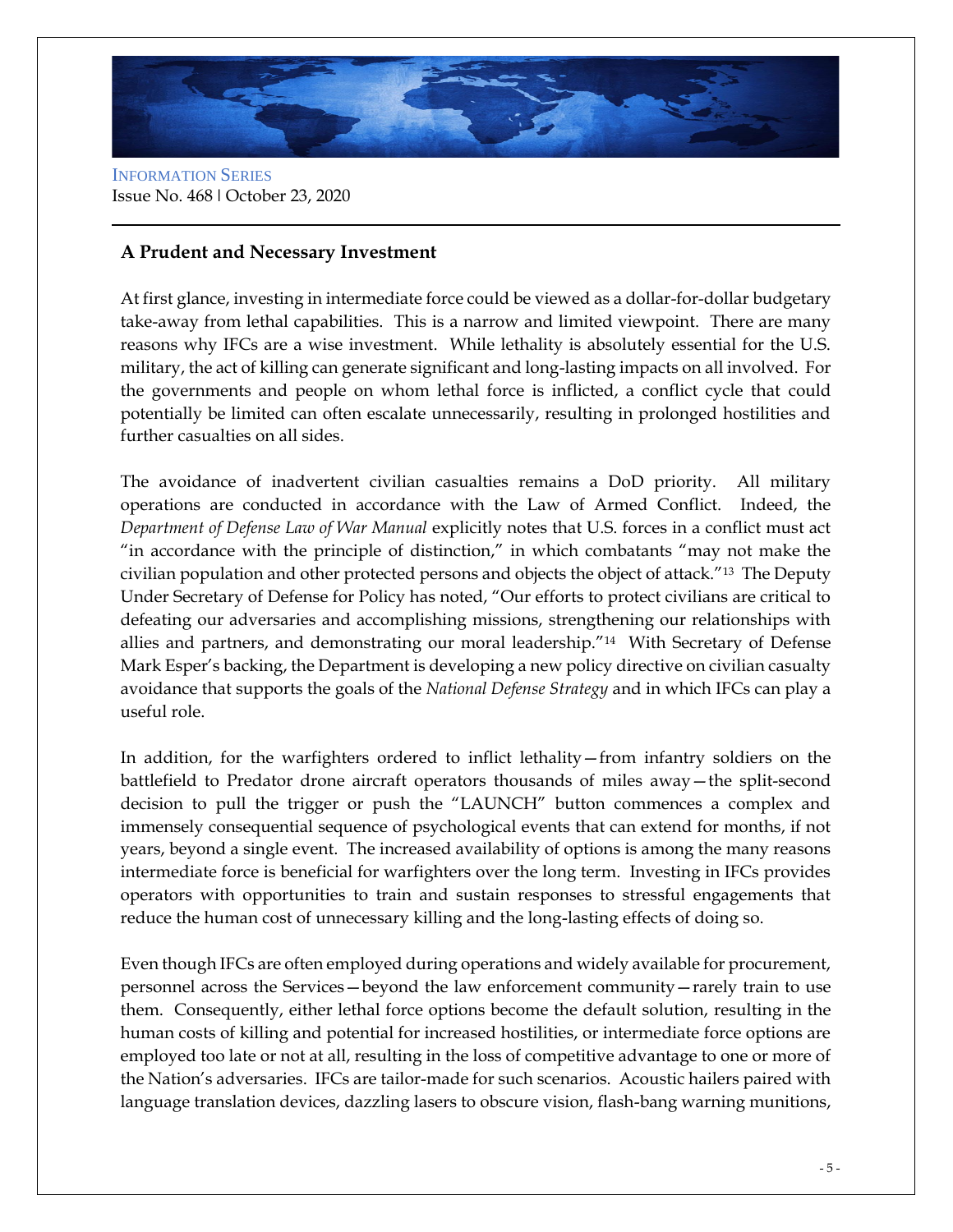## A Prudent and Necessary Investment

At first glance, investing in intermediate force could be viewed as a dollar-for-dollar budgetary take-away from lethal capabilities. This is a narrow and limited viewpoint. There are many reasons why IFCs are a wise investment. While lethality is absolutely essential for the U.S. military, the act of killing can generate significant and long-lasting impacts on all involved. For the governments and people on whom lethal force is inflicted, a conflict cycle that could potentially be limited can often escalate unnecessarily, resulting in prolonged hostilities and further casualties on all sides.

The avoidance of inadvertent civilian casualties remains a DoD priority. All military operations are conducted in accordance with the Law of Armed Conflict. Indeed, the *Department of Defense Law of War Manual* explicitly notes that U.S. forces in a conflict must act "in accordance with the principle of distinction," in which combatants "may not make the civilian population and other protected persons and objects the object of attack."[13] The Deputy Under Secretary of Defense for Policy has noted, "Our efforts to protect civilians are critical to defeating our adversaries and accomplishing missions, strengthening our relationships with allies and partners, and demonstrating our moral leadership."[14] With Secretary of Defense Mark Esper's backing, the Department is developing a new policy directive on civilian casualty avoidance that supports the goals of the *National Defense Strategy* and in which IFCs can play a useful role.

In addition, for the warfighters ordered to inflict lethality—from infantry soldiers on the battlefield to Predator drone aircraft operators thousands of miles away—the split-second decision to pull the trigger or push the "LAUNCH" button commences a complex and immensely consequential sequence of psychological events that can extend for months, if not years, beyond a single event. The increased availability of options is among the many reasons intermediate force is beneficial for warfighters over the long term. Investing in IFCs provides operators with opportunities to train and sustain responses to stressful engagements that reduce the human cost of unnecessary killing and the long-lasting effects of doing so.

Even though IFCs are often employed during operations and widely available for procurement, personnel across the Services—beyond the law enforcement community—rarely train to use them. Consequently, either lethal force options become the default solution, resulting in the human costs of killing and potential for increased hostilities, or intermediate force options are employed too late or not at all, resulting in the loss of competitive advantage to one or more of the Nation's adversaries. IFCs are tailor-made for such scenarios. Acoustic hailers paired with language translation devices, dazzling lasers to obscure vision, flash-bang warning munitions,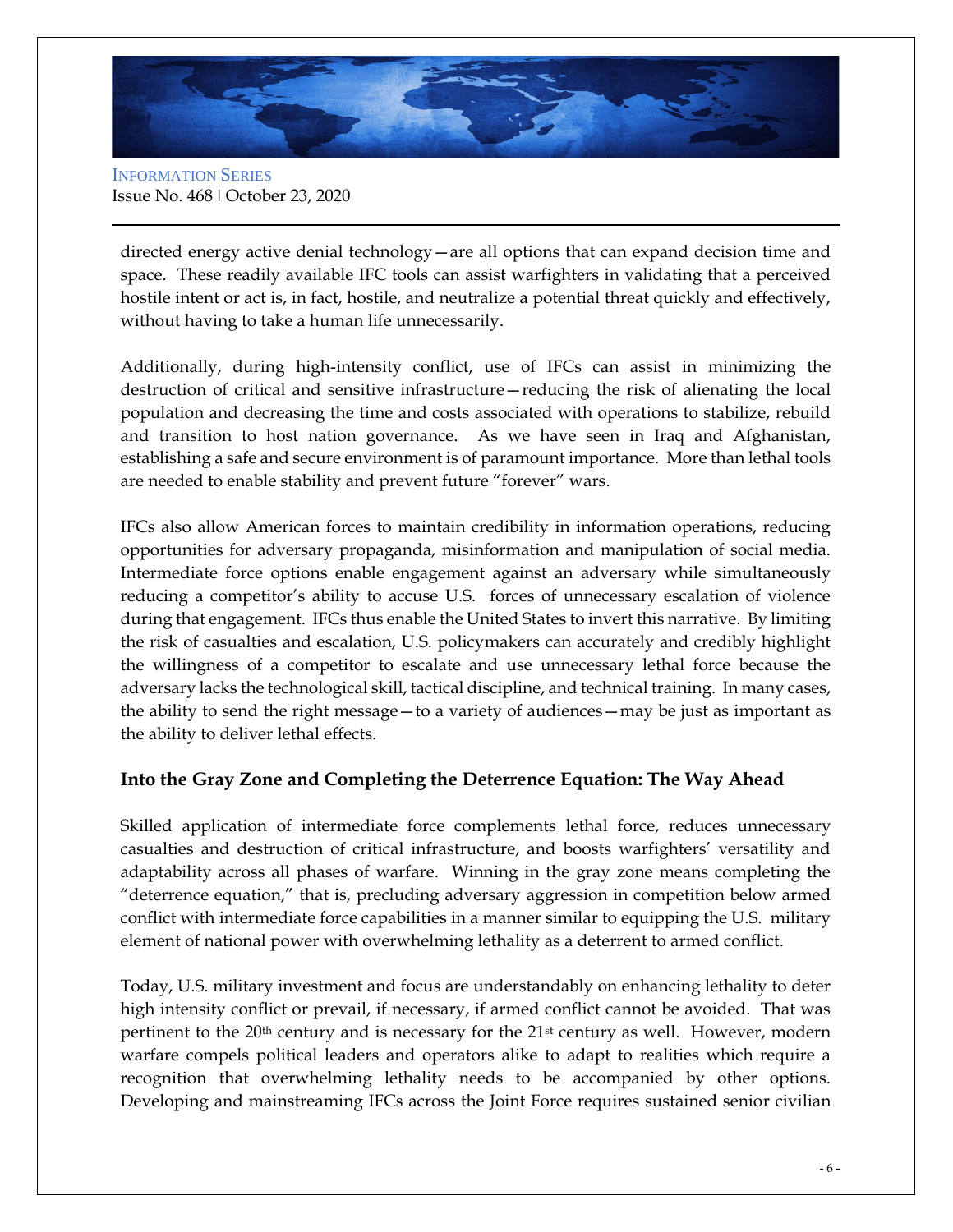directed energy active denial technology—are all options that can expand decision time and space. These readily available IFC tools can assist warfighters in validating that a perceived hostile intent or act is, in fact, hostile, and neutralize a potential threat quickly and effectively, without having to take a human life unnecessarily.

Additionally, during high-intensity conflict, use of IFCs can assist in minimizing the destruction of critical and sensitive infrastructure—reducing the risk of alienating the local population and decreasing the time and costs associated with operations to stabilize, rebuild and transition to host nation governance. As we have seen in Iraq and Afghanistan, establishing a safe and secure environment is of paramount importance. More than lethal tools are needed to enable stability and prevent future "forever" wars.

IFCs also allow American forces to maintain credibility in information operations, reducing opportunities for adversary propaganda, misinformation and manipulation of social media. Intermediate force options enable engagement against an adversary while simultaneously reducing a competitor's ability to accuse U.S. forces of unnecessary escalation of violence during that engagement. IFCs thus enable the United States to invert this narrative. By limiting the risk of casualties and escalation, U.S. policymakers can accurately and credibly highlight the willingness of a competitor to escalate and use unnecessary lethal force because the adversary lacks the technological skill, tactical discipline, and technical training. In many cases, the ability to send the right message—to a variety of audiences—may be just as important as the ability to deliver lethal effects.

### Into the Gray Zone and Completing the Deterrence Equation: The Way Ahead

Skilled application of intermediate force complements lethal force, reduces unnecessary casualties and destruction of critical infrastructure, and boosts warfighters' versatility and adaptability across all phases of warfare. Winning in the gray zone means completing the "deterrence equation," that is, precluding adversary aggression in competition below armed conflict with intermediate force capabilities in a manner similar to equipping the U.S. military element of national power with overwhelming lethality as a deterrent to armed conflict.

Today, U.S. military investment and focus are understandably on enhancing lethality to deter high intensity conflict or prevail, if necessary, if armed conflict cannot be avoided. That was pertinent to the 20th century and is necessary for the 21st century as well. However, modern warfare compels political leaders and operators alike to adapt to realities which require a recognition that overwhelming lethality needs to be accompanied by other options. Developing and mainstreaming IFCs across the Joint Force requires sustained senior civilian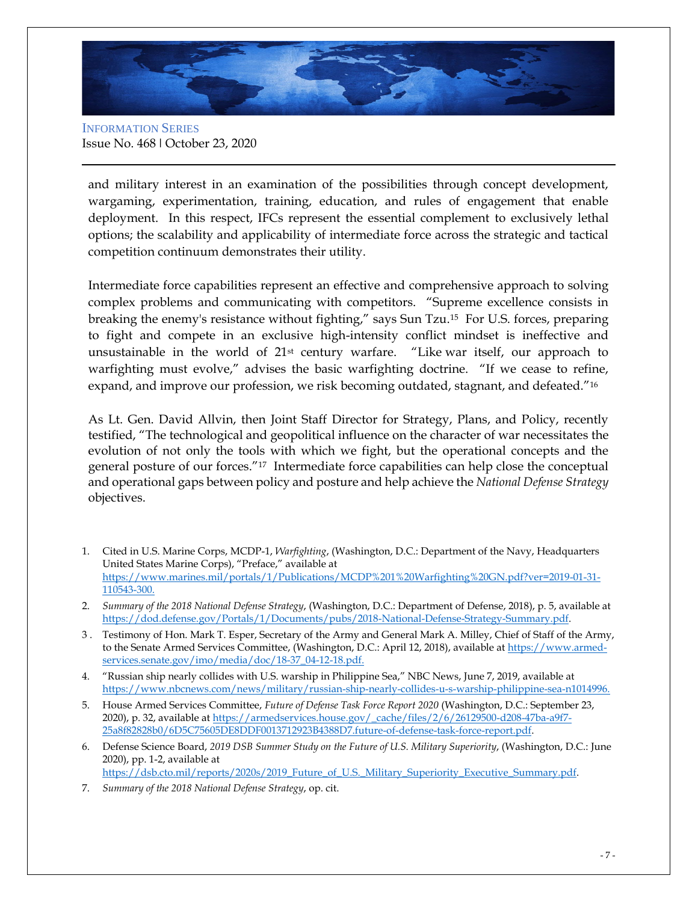and military interest in an examination of the possibilities through concept development, wargaming, experimentation, training, education, and rules of engagement that enable deployment. In this respect, IFCs represent the essential complement to exclusively lethal options; the scalability and applicability of intermediate force across the strategic and tactical competition continuum demonstrates their utility.

Intermediate force capabilities represent an effective and comprehensive approach to solving complex problems and communicating with competitors. "Supreme excellence consists in breaking the enemy's resistance without fighting," says Sun Tzu.[15] For U.S. forces, preparing to fight and compete in an exclusive high-intensity conflict mindset is ineffective and unsustainable in the world of 21st century warfare. "Like war itself, our approach to warfighting must evolve," advises the basic warfighting doctrine. "If we cease to refine, expand, and improve our profession, we risk becoming outdated, stagnant, and defeated."[16]

As Lt. Gen. David Allvin, then Joint Staff Director for Strategy, Plans, and Policy, recently testified, "The technological and geopolitical influence on the character of war necessitates the evolution of not only the tools with which we fight, but the operational concepts and the general posture of our forces."[17] Intermediate force capabilities can help close the conceptual and operational gaps between policy and posture and help achieve the *National Defense Strategy* objectives.

1. Cited in U.S. Marine Corps, MCDP-1, *Warfighting*, (Washington, D.C.: Department of the Navy, Headquarters United States Marine Corps), "Preface," available at https://www.marines.mil/portals/1/Publications/MCDP%201%20Warfighting%20GN.pdf?ver=2019-01-31-110543-300.
2. *Summary of the 2018 National Defense Strategy*, (Washington, D.C.: Department of Defense, 2018), p. 5, available at https://dod.defense.gov/Portals/1/Documents/pubs/2018-National-Defense-Strategy-Summary.pdf.
3. Testimony of Hon. Mark T. Esper, Secretary of the Army and General Mark A. Milley, Chief of Staff of the Army, to the Senate Armed Services Committee, (Washington, D.C.: April 12, 2018), available at https://www.armed-services.senate.gov/imo/media/doc/18-37_04-12-18.pdf.
4. "Russian ship nearly collides with U.S. warship in Philippine Sea," NBC News, June 7, 2019, available at https://www.nbcnews.com/news/military/russian-ship-nearly-collides-u-s-warship-philippine-sea-n1014996.
5. House Armed Services Committee, *Future of Defense Task Force Report 2020* (Washington, D.C.: September 23, 2020), p. 32, available at https://armedservices.house.gov/_cache/files/2/6/26129500-d208-47ba-a9f7-25a8f82828b0/6D5C75605DE8DDF0013712923B4388D7.future-of-defense-task-force-report.pdf.
6. Defense Science Board, *2019 DSB Summer Study on the Future of U.S. Military Superiority*, (Washington, D.C.: June 2020), pp. 1-2, available at https://dsb.cto.mil/reports/2020s/2019_Future_of_U.S._Military_Superiority_Executive_Summary.pdf.
7. *Summary of the 2018 National Defense Strategy*, op. cit.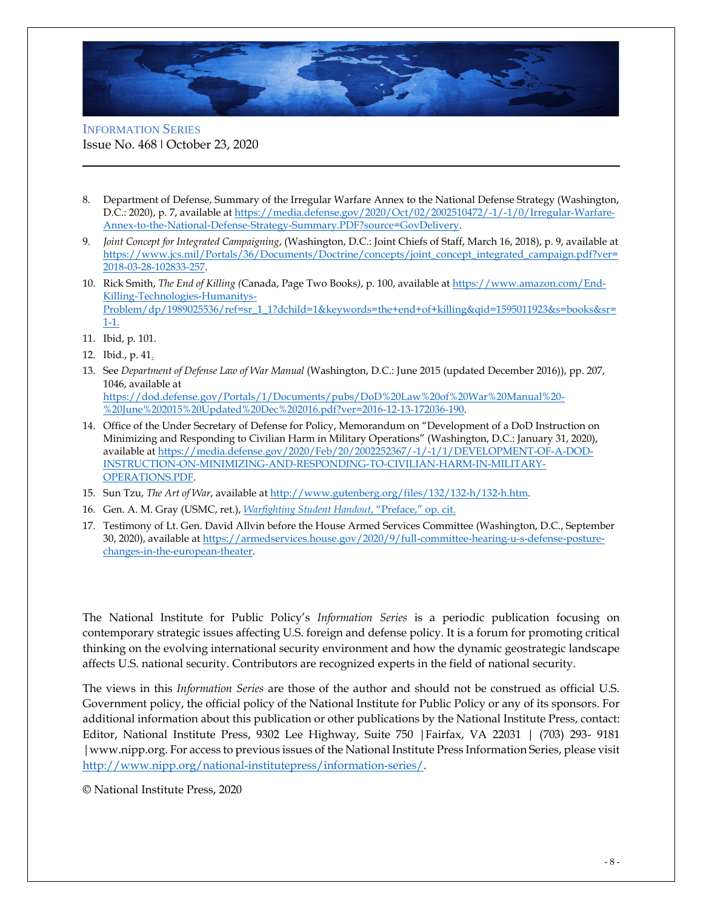8. Department of Defense, Summary of the Irregular Warfare Annex to the National Defense Strategy (Washington, D.C.: 2020), p. 7, available at https://media.defense.gov/2020/Oct/02/2002510472/-1/-1/0/Irregular-Warfare-Annex-to-the-National-Defense-Strategy-Summary.PDF?source=GovDelivery.
9. *Joint Concept for Integrated Campaigning*, (Washington, D.C.: Joint Chiefs of Staff, March 16, 2018), p. 9, available at https://www.jcs.mil/Portals/36/Documents/Doctrine/concepts/joint_concept_integrated_campaign.pdf?ver=2018-03-28-102833-257.
10. Rick Smith, *The End of Killing* (Canada, Page Two Books), p. 100, available at https://www.amazon.com/End-Killing-Technologies-Humanitys-Problem/dp/1989025536/ref=sr_1_1?dchild=1&keywords=the+end+of+killing&qid=1595011923&s=books&sr=1-1.
11. Ibid, p. 101.
12. Ibid., p. 41.
13. See *Department of Defense Law of War Manual* (Washington, D.C.: June 2015 (updated December 2016)), pp. 207, 1046, available at https://dod.defense.gov/Portals/1/Documents/pubs/DoD%20Law%20of%20War%20Manual%20-%20June%202015%20Updated%20Dec%202016.pdf?ver=2016-12-13-172036-190.
14. Office of the Under Secretary of Defense for Policy, Memorandum on "Development of a DoD Instruction on Minimizing and Responding to Civilian Harm in Military Operations" (Washington, D.C.: January 31, 2020), available at https://media.defense.gov/2020/Feb/20/2002252367/-1/-1/1/DEVELOPMENT-OF-A-DOD-INSTRUCTION-ON-MINIMIZING-AND-RESPONDING-TO-CIVILIAN-HARM-IN-MILITARY-OPERATIONS.PDF.
15. Sun Tzu, *The Art of War*, available at http://www.gutenberg.org/files/132/132-h/132-h.htm.
16. Gen. A. M. Gray (USMC, ret.), *Warfighting Student Handout*, "Preface," op. cit.
17. Testimony of Lt. Gen. David Allvin before the House Armed Services Committee (Washington, D.C., September 30, 2020), available at https://armedservices.house.gov/2020/9/full-committee-hearing-u-s-defense-posture-changes-in-the-european-theater.

The National Institute for Public Policy's *Information Series* is a periodic publication focusing on contemporary strategic issues affecting U.S. foreign and defense policy. It is a forum for promoting critical thinking on the evolving international security environment and how the dynamic geostrategic landscape affects U.S. national security. Contributors are recognized experts in the field of national security.

The views in this *Information Series* are those of the author and should not be construed as official U.S. Government policy, the official policy of the National Institute for Public Policy or any of its sponsors. For additional information about this publication or other publications by the National Institute Press, contact: Editor, National Institute Press, 9302 Lee Highway, Suite 750 |Fairfax, VA 22031 | (703) 293- 9181 |www.nipp.org. For access to previous issues of the National Institute Press Information Series, please visit http://www.nipp.org/national-institutepress/information-series/.

© National Institute Press, 2020